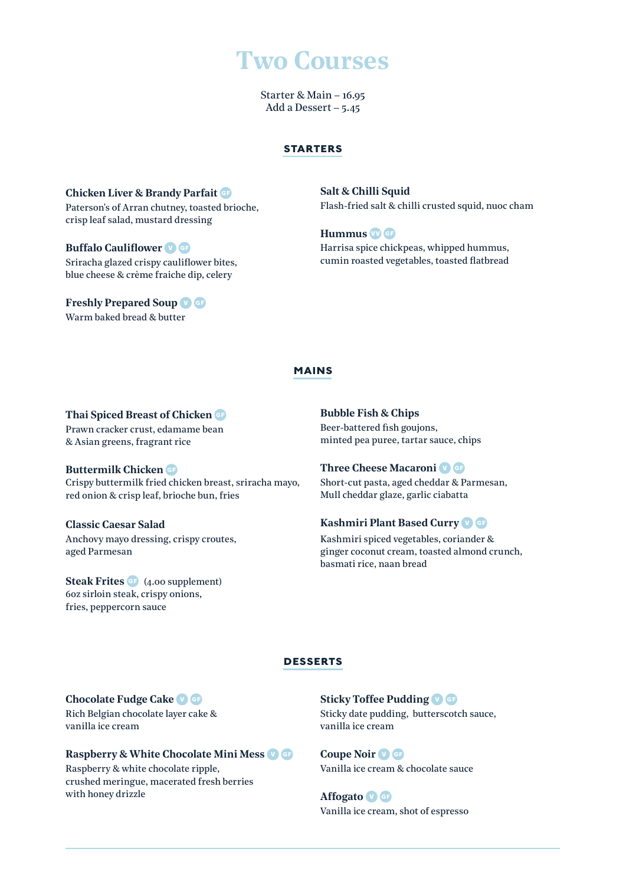# Two Courses

Starter & Main – 16.95
Add a Dessert – 5.45

## STARTERS

**Chicken Liver & Brandy Parfait** GF
Paterson's of Arran chutney, toasted brioche, crisp leaf salad, mustard dressing

**Buffalo Cauliflower** V GF
Sriracha glazed crispy cauliflower bites, blue cheese & crème fraiche dip, celery

**Freshly Prepared Soup** V GF
Warm baked bread & butter

**Salt & Chilli Squid**
Flash-fried salt & chilli crusted squid, nuoc cham

**Hummus** VV GF
Harrisa spice chickpeas, whipped hummus, cumin roasted vegetables, toasted flatbread

## MAINS

**Thai Spiced Breast of Chicken** GF
Prawn cracker crust, edamame bean & Asian greens, fragrant rice

**Buttermilk Chicken** GF
Crispy buttermilk fried chicken breast, sriracha mayo, red onion & crisp leaf, brioche bun, fries

**Classic Caesar Salad**
Anchovy mayo dressing, crispy croutes, aged Parmesan

**Steak Frites** GF (4.00 supplement)
6oz sirloin steak, crispy onions, fries, peppercorn sauce

**Bubble Fish & Chips**
Beer-battered fish goujons, minted pea puree, tartar sauce, chips

**Three Cheese Macaroni** V GF
Short-cut pasta, aged cheddar & Parmesan, Mull cheddar glaze, garlic ciabatta

**Kashmiri Plant Based Curry** V GF
Kashmiri spiced vegetables, coriander & ginger coconut cream, toasted almond crunch, basmati rice, naan bread

## DESSERTS

**Chocolate Fudge Cake** V GF
Rich Belgian chocolate layer cake & vanilla ice cream

**Raspberry & White Chocolate Mini Mess** V GF
Raspberry & white chocolate ripple, crushed meringue, macerated fresh berries with honey drizzle

**Sticky Toffee Pudding** V GF
Sticky date pudding, butterscotch sauce, vanilla ice cream

**Coupe Noir** V GF
Vanilla ice cream & chocolate sauce

**Affogato** V GF
Vanilla ice cream, shot of espresso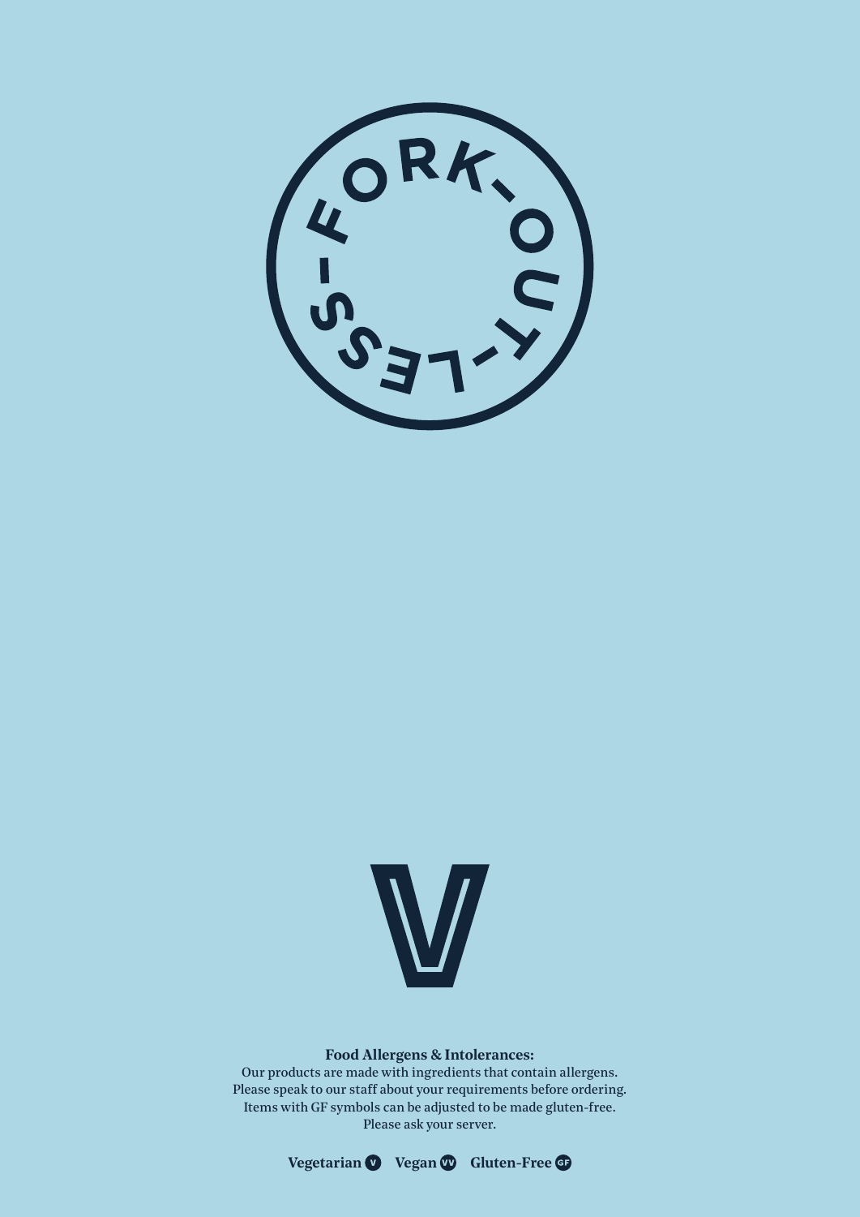FORK-OUT-LESS

V

**Food Allergens & Intolerances:**
Our products are made with ingredients that contain allergens.
Please speak to our staff about your requirements before ordering.
Items with GF symbols can be adjusted to be made gluten-free.
Please ask your server.

**Vegetarian** V **Vegan** VV **Gluten-Free** GF